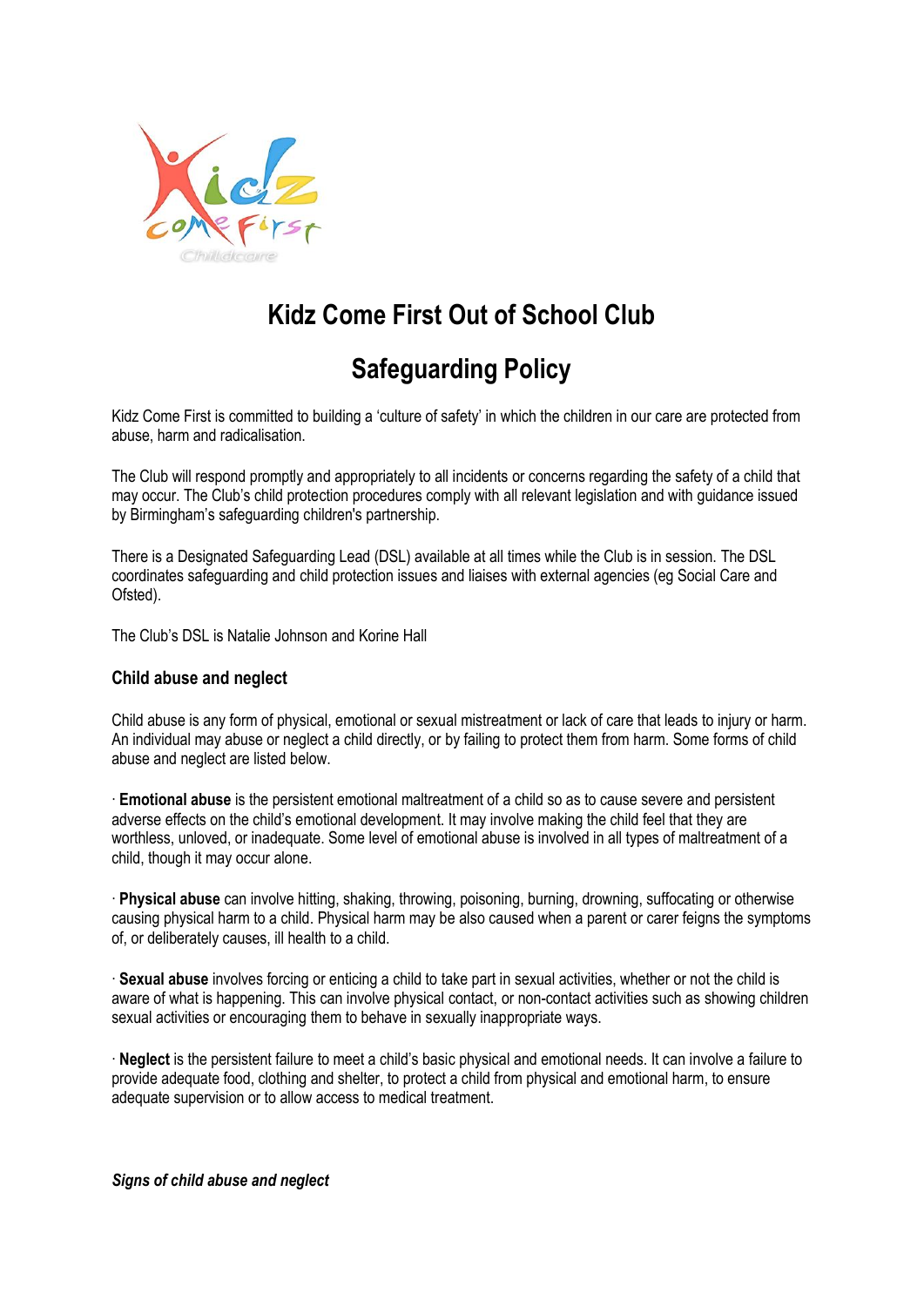# Kidz Come First Out of School Club

# Safeguarding Policy

Kidz Come First is committed to building a 'culture of safety' in which the children in our care are protected from abuse, harm and radicalisation.

The Club will respond promptly and appropriately to all incidents or concerns regarding the safety of a child that may occur. The Club's child protection procedures comply with all relevant legislation and with guidance issued by Birmingham's safeguarding children's partnership.

There is a Designated Safeguarding Lead (DSL) available at all times while the Club is in session. The DSL coordinates safeguarding and child protection issues and liaises with external agencies (eg Social Care and Ofsted).

The Club's DSL is Natalie Johnson and Korine Hall

### Child abuse and neglect

Child abuse is any form of physical, emotional or sexual mistreatment or lack of care that leads to injury or harm. An individual may abuse or neglect a child directly, or by failing to protect them from harm. Some forms of child abuse and neglect are listed below.

· **Emotional abuse** is the persistent emotional maltreatment of a child so as to cause severe and persistent adverse effects on the child's emotional development. It may involve making the child feel that they are worthless, unloved, or inadequate. Some level of emotional abuse is involved in all types of maltreatment of a child, though it may occur alone.

· **Physical abuse** can involve hitting, shaking, throwing, poisoning, burning, drowning, suffocating or otherwise causing physical harm to a child. Physical harm may be also caused when a parent or carer feigns the symptoms of, or deliberately causes, ill health to a child.

· **Sexual abuse** involves forcing or enticing a child to take part in sexual activities, whether or not the child is aware of what is happening. This can involve physical contact, or non-contact activities such as showing children sexual activities or encouraging them to behave in sexually inappropriate ways.

· **Neglect** is the persistent failure to meet a child's basic physical and emotional needs. It can involve a failure to provide adequate food, clothing and shelter, to protect a child from physical and emotional harm, to ensure adequate supervision or to allow access to medical treatment.

***Signs of child abuse and neglect***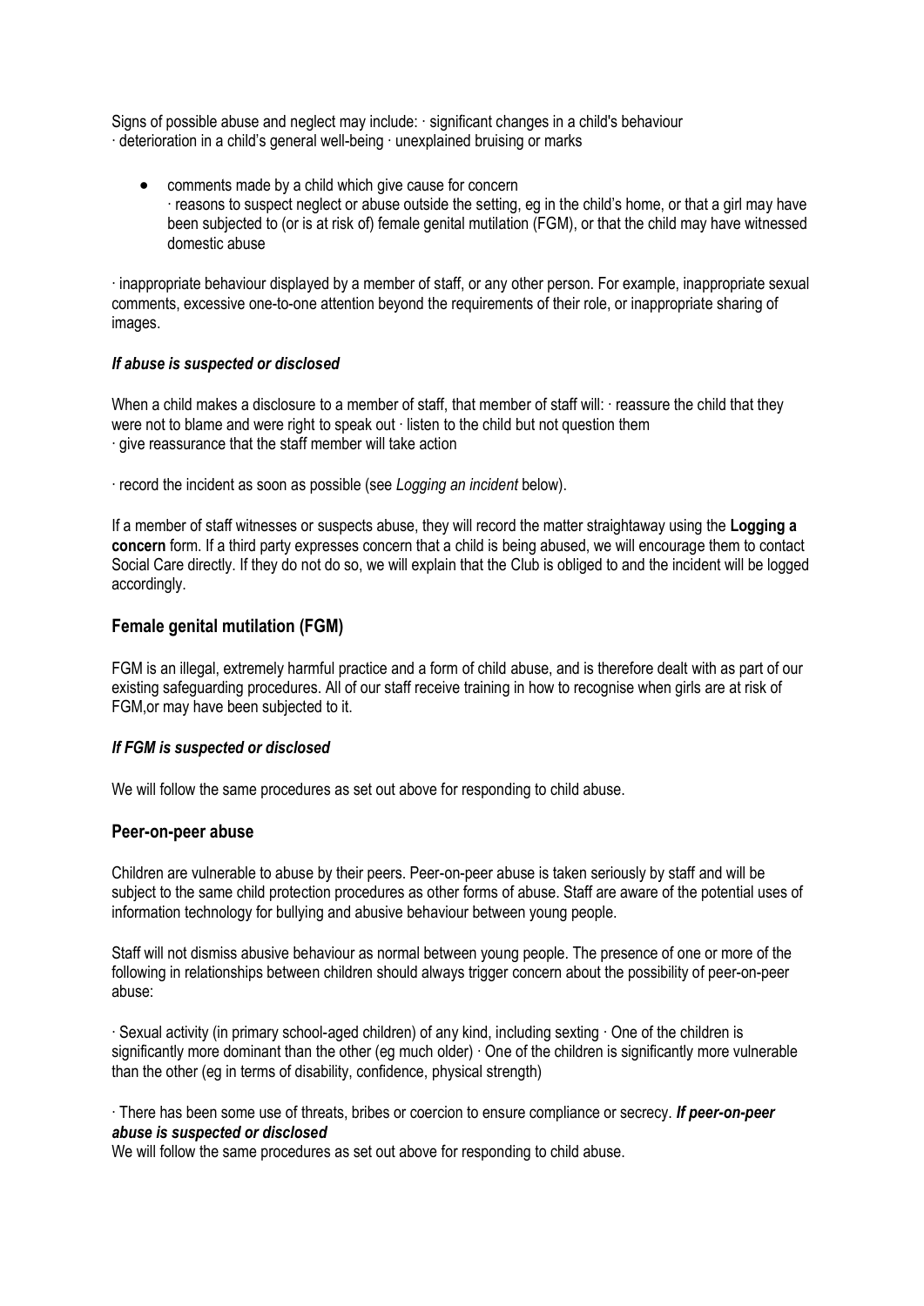Signs of possible abuse and neglect may include: · significant changes in a child's behaviour · deterioration in a child's general well-being · unexplained bruising or marks

- comments made by a child which give cause for concern
  · reasons to suspect neglect or abuse outside the setting, eg in the child's home, or that a girl may have been subjected to (or is at risk of) female genital mutilation (FGM), or that the child may have witnessed domestic abuse

· inappropriate behaviour displayed by a member of staff, or any other person. For example, inappropriate sexual comments, excessive one-to-one attention beyond the requirements of their role, or inappropriate sharing of images.

#### *If abuse is suspected or disclosed*

When a child makes a disclosure to a member of staff, that member of staff will: · reassure the child that they were not to blame and were right to speak out · listen to the child but not question them
· give reassurance that the staff member will take action

· record the incident as soon as possible (see *Logging an incident* below).

If a member of staff witnesses or suspects abuse, they will record the matter straightaway using the **Logging a concern** form. If a third party expresses concern that a child is being abused, we will encourage them to contact Social Care directly. If they do not do so, we will explain that the Club is obliged to and the incident will be logged accordingly.

### Female genital mutilation (FGM)

FGM is an illegal, extremely harmful practice and a form of child abuse, and is therefore dealt with as part of our existing safeguarding procedures. All of our staff receive training in how to recognise when girls are at risk of FGM,or may have been subjected to it.

#### *If FGM is suspected or disclosed*

We will follow the same procedures as set out above for responding to child abuse.

### Peer-on-peer abuse

Children are vulnerable to abuse by their peers. Peer-on-peer abuse is taken seriously by staff and will be subject to the same child protection procedures as other forms of abuse. Staff are aware of the potential uses of information technology for bullying and abusive behaviour between young people.

Staff will not dismiss abusive behaviour as normal between young people. The presence of one or more of the following in relationships between children should always trigger concern about the possibility of peer-on-peer abuse:

· Sexual activity (in primary school-aged children) of any kind, including sexting · One of the children is significantly more dominant than the other (eg much older) · One of the children is significantly more vulnerable than the other (eg in terms of disability, confidence, physical strength)

· There has been some use of threats, bribes or coercion to ensure compliance or secrecy. ***If peer-on-peer abuse is suspected or disclosed***

We will follow the same procedures as set out above for responding to child abuse.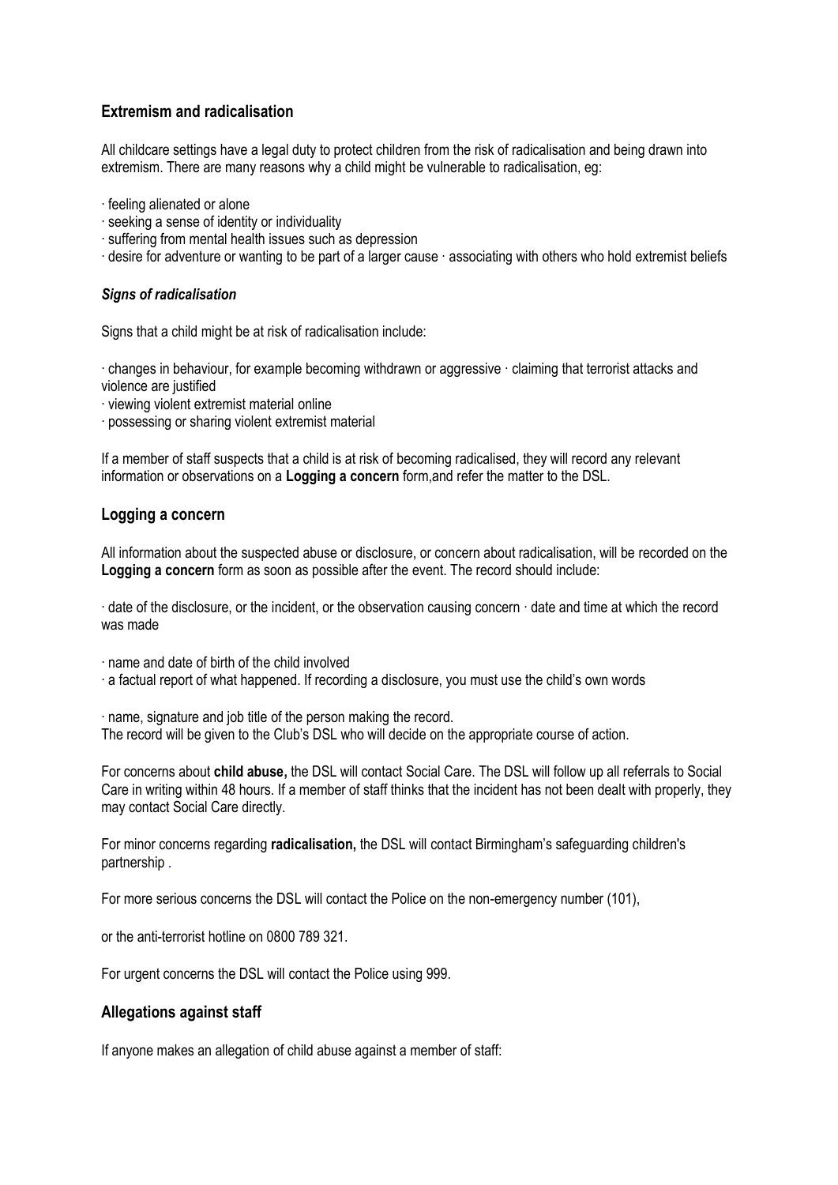## Extremism and radicalisation

All childcare settings have a legal duty to protect children from the risk of radicalisation and being drawn into extremism. There are many reasons why a child might be vulnerable to radicalisation, eg:

- feeling alienated or alone
- seeking a sense of identity or individuality
- suffering from mental health issues such as depression
- desire for adventure or wanting to be part of a larger cause
- associating with others who hold extremist beliefs

### *Signs of radicalisation*

Signs that a child might be at risk of radicalisation include:

- changes in behaviour, for example becoming withdrawn or aggressive
- claiming that terrorist attacks and violence are justified
- viewing violent extremist material online
- possessing or sharing violent extremist material

If a member of staff suspects that a child is at risk of becoming radicalised, they will record any relevant information or observations on a **Logging a concern** form,and refer the matter to the DSL.

## Logging a concern

All information about the suspected abuse or disclosure, or concern about radicalisation, will be recorded on the **Logging a concern** form as soon as possible after the event. The record should include:

- date of the disclosure, or the incident, or the observation causing concern
- date and time at which the record was made
- name and date of birth of the child involved
- a factual report of what happened. If recording a disclosure, you must use the child's own words
- name, signature and job title of the person making the record.

The record will be given to the Club's DSL who will decide on the appropriate course of action.

For concerns about **child abuse,** the DSL will contact Social Care. The DSL will follow up all referrals to Social Care in writing within 48 hours. If a member of staff thinks that the incident has not been dealt with properly, they may contact Social Care directly.

For minor concerns regarding **radicalisation,** the DSL will contact Birmingham's safeguarding children's partnership .

For more serious concerns the DSL will contact the Police on the non-emergency number (101),

or the anti-terrorist hotline on 0800 789 321.

For urgent concerns the DSL will contact the Police using 999.

## Allegations against staff

If anyone makes an allegation of child abuse against a member of staff: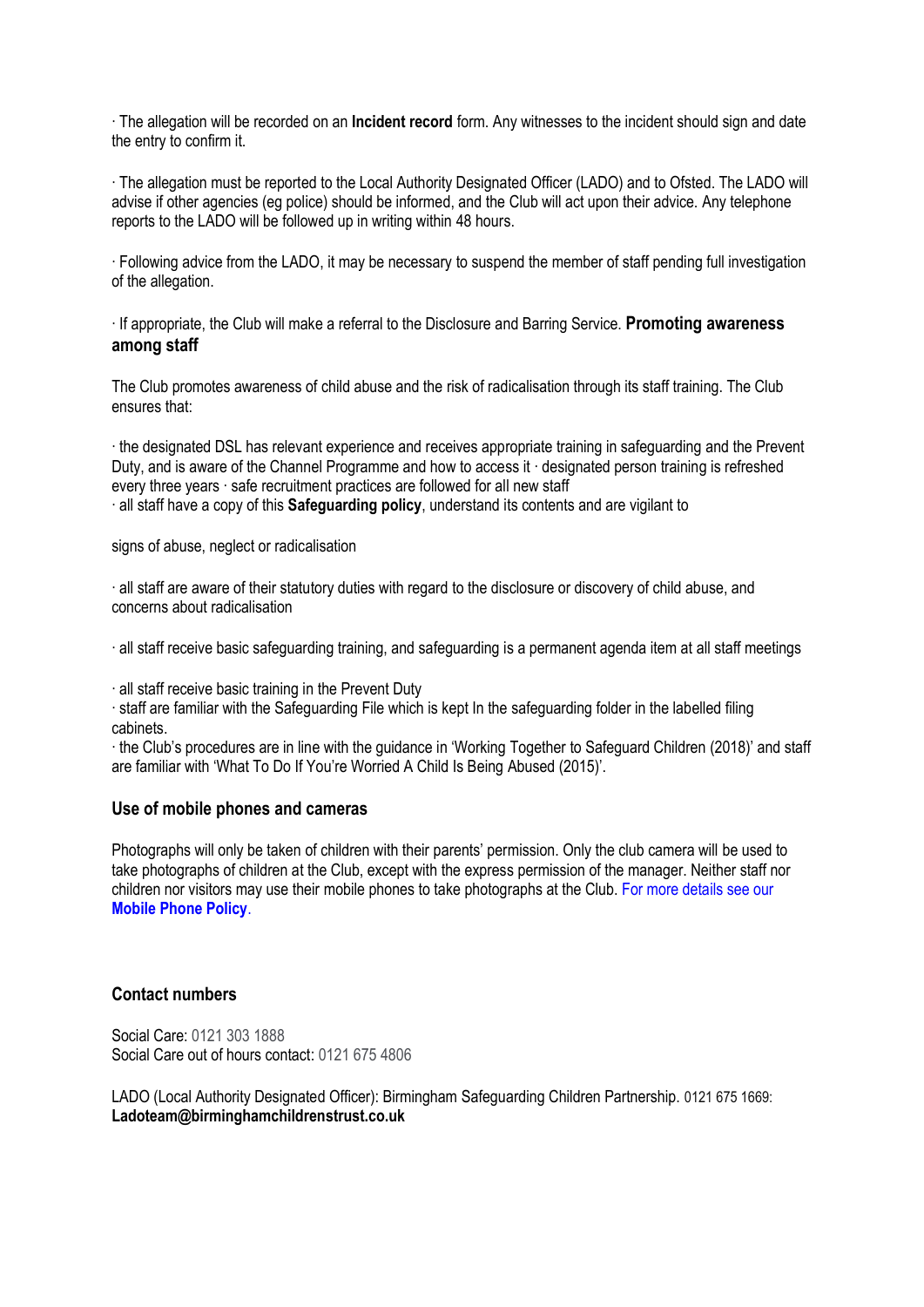· The allegation will be recorded on an **Incident record** form. Any witnesses to the incident should sign and date the entry to confirm it.

· The allegation must be reported to the Local Authority Designated Officer (LADO) and to Ofsted. The LADO will advise if other agencies (eg police) should be informed, and the Club will act upon their advice. Any telephone reports to the LADO will be followed up in writing within 48 hours.

· Following advice from the LADO, it may be necessary to suspend the member of staff pending full investigation of the allegation.

· If appropriate, the Club will make a referral to the Disclosure and Barring Service.

### Promoting awareness among staff

The Club promotes awareness of child abuse and the risk of radicalisation through its staff training. The Club ensures that:

· the designated DSL has relevant experience and receives appropriate training in safeguarding and the Prevent Duty, and is aware of the Channel Programme and how to access it · designated person training is refreshed every three years · safe recruitment practices are followed for all new staff
· all staff have a copy of this **Safeguarding policy**, understand its contents and are vigilant to

signs of abuse, neglect or radicalisation

· all staff are aware of their statutory duties with regard to the disclosure or discovery of child abuse, and concerns about radicalisation

· all staff receive basic safeguarding training, and safeguarding is a permanent agenda item at all staff meetings

· all staff receive basic training in the Prevent Duty
· staff are familiar with the Safeguarding File which is kept In the safeguarding folder in the labelled filing cabinets.
· the Club's procedures are in line with the guidance in 'Working Together to Safeguard Children (2018)' and staff are familiar with 'What To Do If You're Worried A Child Is Being Abused (2015)'.

### Use of mobile phones and cameras

Photographs will only be taken of children with their parents' permission. Only the club camera will be used to take photographs of children at the Club, except with the express permission of the manager. Neither staff nor children nor visitors may use their mobile phones to take photographs at the Club. For more details see our **Mobile Phone Policy**.

### Contact numbers

Social Care: 0121 303 1888
Social Care out of hours contact: 0121 675 4806

LADO (Local Authority Designated Officer): Birmingham Safeguarding Children Partnership. 0121 675 1669: **Ladoteam@birminghamchildrenstrust.co.uk**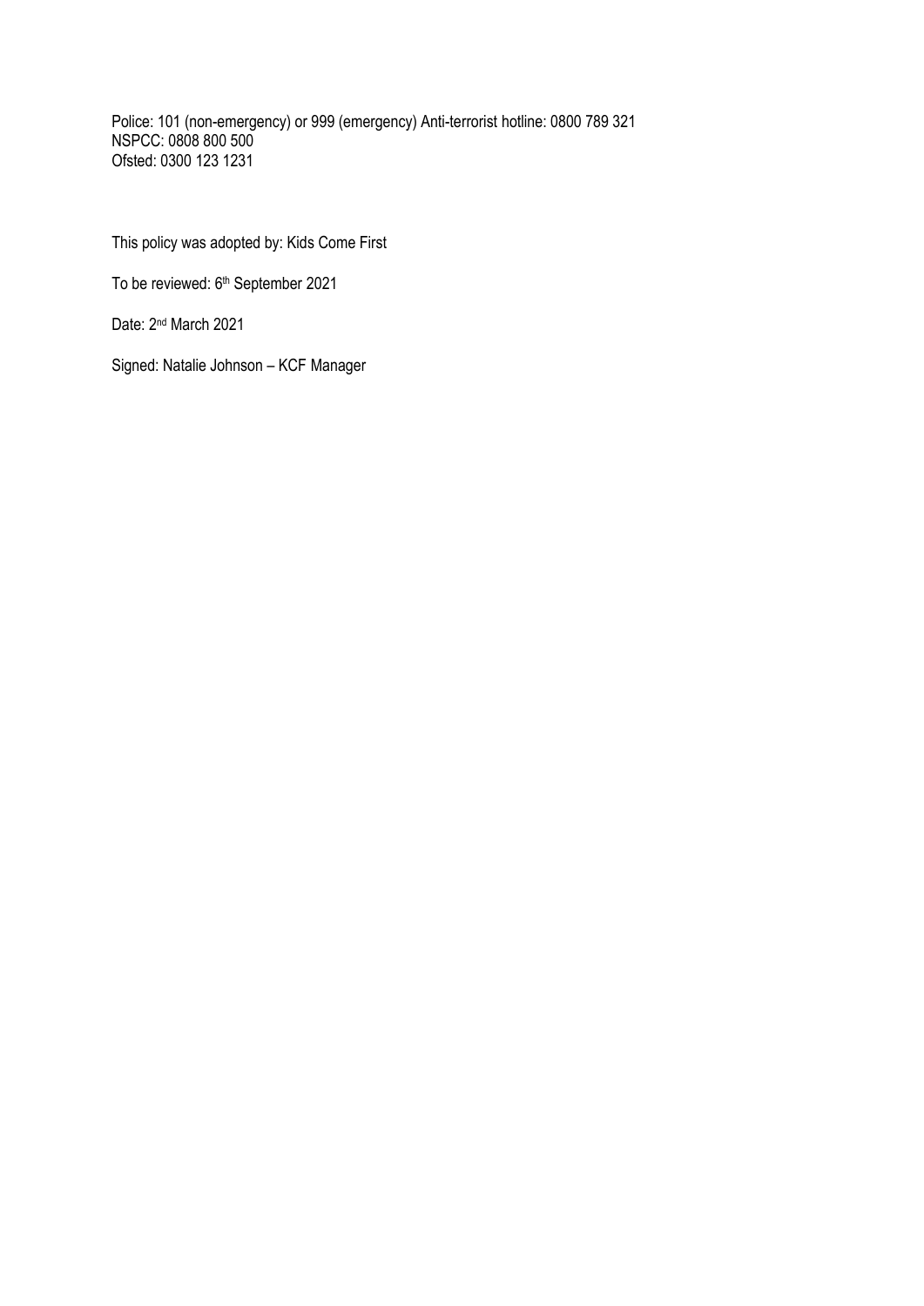Police: 101 (non-emergency) or 999 (emergency) Anti-terrorist hotline: 0800 789 321
NSPCC: 0808 800 500
Ofsted: 0300 123 1231

This policy was adopted by: Kids Come First

To be reviewed: 6th September 2021

Date: 2nd March 2021

Signed: Natalie Johnson – KCF Manager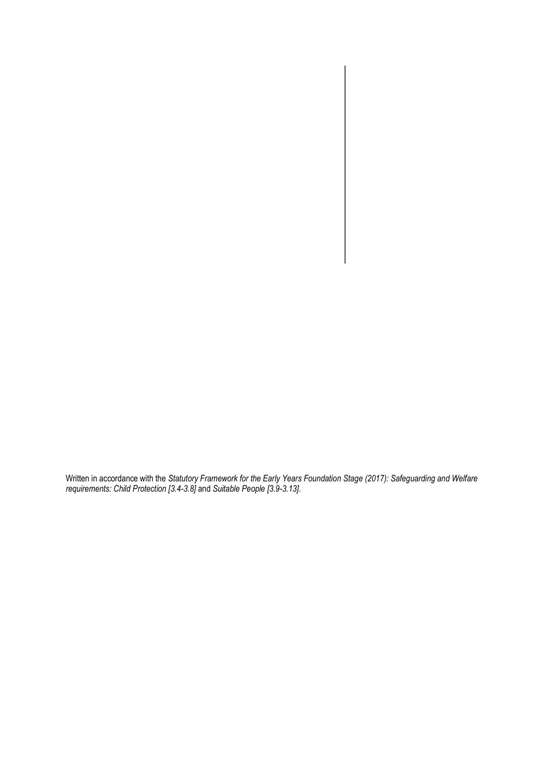Written in accordance with the *Statutory Framework for the Early Years Foundation Stage (2017): Safeguarding and Welfare requirements: Child Protection [3.4-3.8]* and *Suitable People [3.9-3.13].*